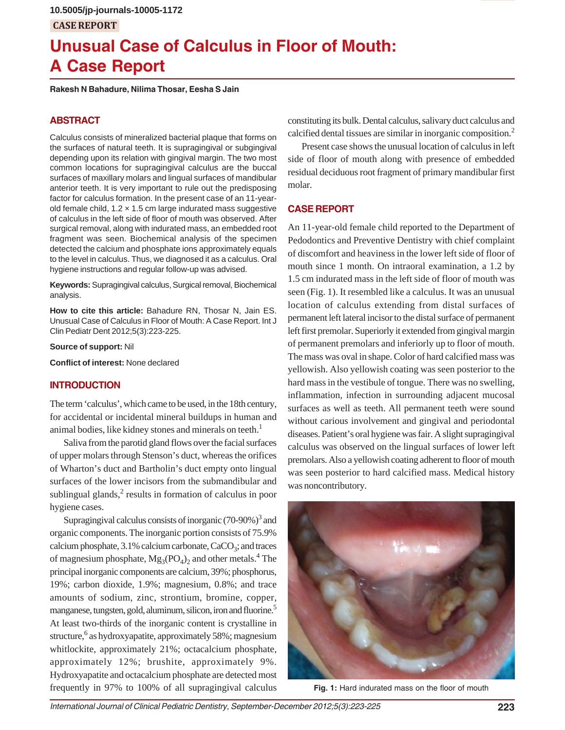10.5005/jp-journals-10005-1172

CASE REPORT

# Unusual Case of Calculus in Floor of Mouth: A Case Report

**Rakesh N Bahadure, Nilima Thosar, Eesha S Jain**

## ABSTRACT

Calculus consists of mineralized bacterial plaque that forms on the surfaces of natural teeth. It is supragingival or subgingival depending upon its relation with gingival margin. The two most common locations for supragingival calculus are the buccal surfaces of maxillary molars and lingual surfaces of mandibular anterior teeth. It is very important to rule out the predisposing factor for calculus formation. In the present case of an 11-year-old female child, 1.2 × 1.5 cm large indurated mass suggestive of calculus in the left side of floor of mouth was observed. After surgical removal, along with indurated mass, an embedded root fragment was seen. Biochemical analysis of the specimen detected the calcium and phosphate ions approximately equals to the level in calculus. Thus, we diagnosed it as a calculus. Oral hygiene instructions and regular follow-up was advised.

**Keywords:** Supragingival calculus, Surgical removal, Biochemical analysis.

**How to cite this article:** Bahadure RN, Thosar N, Jain ES. Unusual Case of Calculus in Floor of Mouth: A Case Report. Int J Clin Pediatr Dent 2012;5(3):223-225.

**Source of support:** Nil

**Conflict of interest:** None declared

## INTRODUCTION

The term 'calculus', which came to be used, in the 18th century, for accidental or incidental mineral buildups in human and animal bodies, like kidney stones and minerals on teeth.[1]

Saliva from the parotid gland flows over the facial surfaces of upper molars through Stenson's duct, whereas the orifices of Wharton's duct and Bartholin's duct empty onto lingual surfaces of the lower incisors from the submandibular and sublingual glands,[2] results in formation of calculus in poor hygiene cases.

Supragingival calculus consists of inorganic (70-90%)[3] and organic components. The inorganic portion consists of 75.9% calcium phosphate, 3.1% calcium carbonate, $CaCO_3$; and traces of magnesium phosphate, $Mg_3(PO_4)_2$ and other metals.[4] The principal inorganic components are calcium, 39%; phosphorus, 19%; carbon dioxide, 1.9%; magnesium, 0.8%; and trace amounts of sodium, zinc, strontium, bromine, copper, manganese, tungsten, gold, aluminum, silicon, iron and fluorine.[5] At least two-thirds of the inorganic content is crystalline in structure,[6] as hydroxyapatite, approximately 58%; magnesium whitlockite, approximately 21%; octacalcium phosphate, approximately 12%; brushite, approximately 9%. Hydroxyapatite and octacalcium phosphate are detected most frequently in 97% to 100% of all supragingival calculus constituting its bulk. Dental calculus, salivary duct calculus and calcified dental tissues are similar in inorganic composition.[2]

Present case shows the unusual location of calculus in left side of floor of mouth along with presence of embedded residual deciduous root fragment of primary mandibular first molar.

## CASE REPORT

An 11-year-old female child reported to the Department of Pedodontics and Preventive Dentistry with chief complaint of discomfort and heaviness in the lower left side of floor of mouth since 1 month. On intraoral examination, a 1.2 by 1.5 cm indurated mass in the left side of floor of mouth was seen (Fig. 1). It resembled like a calculus. It was an unusual location of calculus extending from distal surfaces of permanent left lateral incisor to the distal surface of permanent left first premolar. Superiorly it extended from gingival margin of permanent premolars and inferiorly up to floor of mouth. The mass was oval in shape. Color of hard calcified mass was yellowish. Also yellowish coating was seen posterior to the hard mass in the vestibule of tongue. There was no swelling, inflammation, infection in surrounding adjacent mucosal surfaces as well as teeth. All permanent teeth were sound without carious involvement and gingival and periodontal diseases. Patient's oral hygiene was fair. A slight supragingival calculus was observed on the lingual surfaces of lower left premolars. Also a yellowish coating adherent to floor of mouth was seen posterior to hard calcified mass. Medical history was noncontributory.

**Fig. 1:** Hard indurated mass on the floor of mouth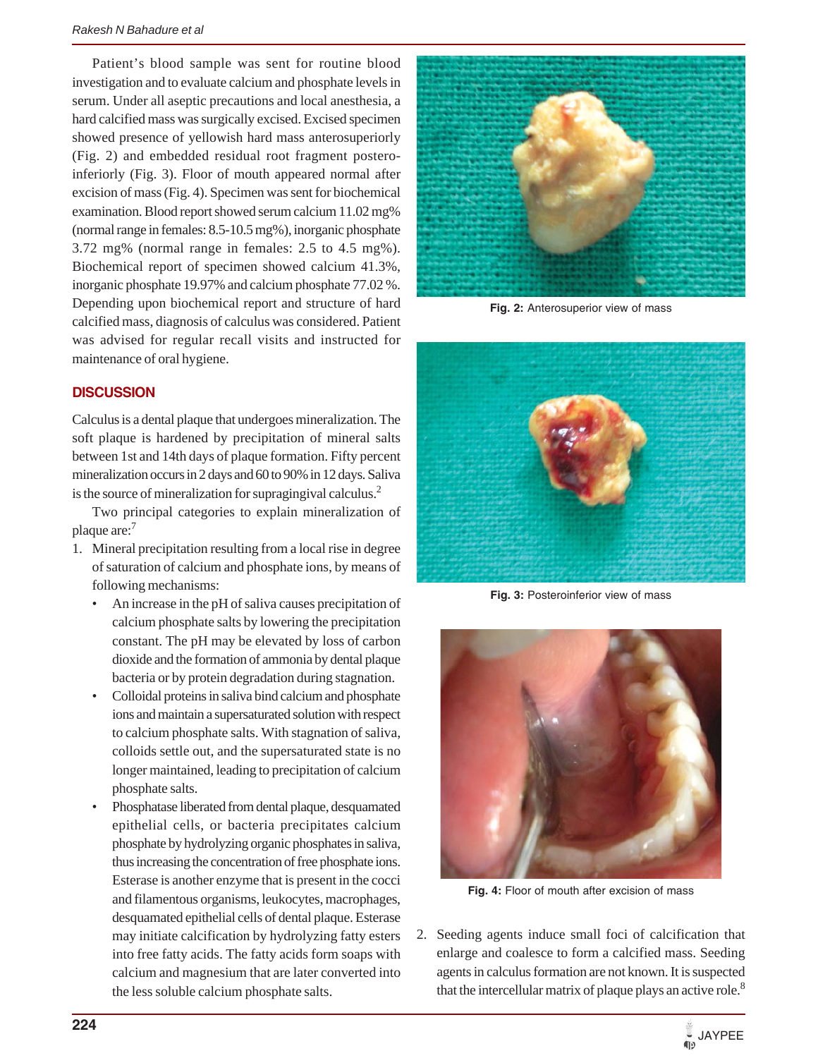Patient's blood sample was sent for routine blood investigation and to evaluate calcium and phosphate levels in serum. Under all aseptic precautions and local anesthesia, a hard calcified mass was surgically excised. Excised specimen showed presence of yellowish hard mass anterosuperiorly (Fig. 2) and embedded residual root fragment postero-inferiorly (Fig. 3). Floor of mouth appeared normal after excision of mass (Fig. 4). Specimen was sent for biochemical examination. Blood report showed serum calcium 11.02 mg% (normal range in females: 8.5-10.5 mg%), inorganic phosphate 3.72 mg% (normal range in females: 2.5 to 4.5 mg%). Biochemical report of specimen showed calcium 41.3%, inorganic phosphate 19.97% and calcium phosphate 77.02 %. Depending upon biochemical report and structure of hard calcified mass, diagnosis of calculus was considered. Patient was advised for regular recall visits and instructed for maintenance of oral hygiene.

**Fig. 2:** Anterosuperior view of mass

**Fig. 3:** Posteroinferior view of mass

**Fig. 4:** Floor of mouth after excision of mass

## DISCUSSION

Calculus is a dental plaque that undergoes mineralization. The soft plaque is hardened by precipitation of mineral salts between 1st and 14th days of plaque formation. Fifty percent mineralization occurs in 2 days and 60 to 90% in 12 days. Saliva is the source of mineralization for supragingival calculus.[2]

Two principal categories to explain mineralization of plaque are:[7]

1. Mineral precipitation resulting from a local rise in degree of saturation of calcium and phosphate ions, by means of following mechanisms:
   - An increase in the pH of saliva causes precipitation of calcium phosphate salts by lowering the precipitation constant. The pH may be elevated by loss of carbon dioxide and the formation of ammonia by dental plaque bacteria or by protein degradation during stagnation.
   - Colloidal proteins in saliva bind calcium and phosphate ions and maintain a supersaturated solution with respect to calcium phosphate salts. With stagnation of saliva, colloids settle out, and the supersaturated state is no longer maintained, leading to precipitation of calcium phosphate salts.
   - Phosphatase liberated from dental plaque, desquamated epithelial cells, or bacteria precipitates calcium phosphate by hydrolyzing organic phosphates in saliva, thus increasing the concentration of free phosphate ions. Esterase is another enzyme that is present in the cocci and filamentous organisms, leukocytes, macrophages, desquamated epithelial cells of dental plaque. Esterase may initiate calcification by hydrolyzing fatty esters into free fatty acids. The fatty acids form soaps with calcium and magnesium that are later converted into the less soluble calcium phosphate salts.
2. Seeding agents induce small foci of calcification that enlarge and coalesce to form a calcified mass. Seeding agents in calculus formation are not known. It is suspected that the intercellular matrix of plaque plays an active role.[8]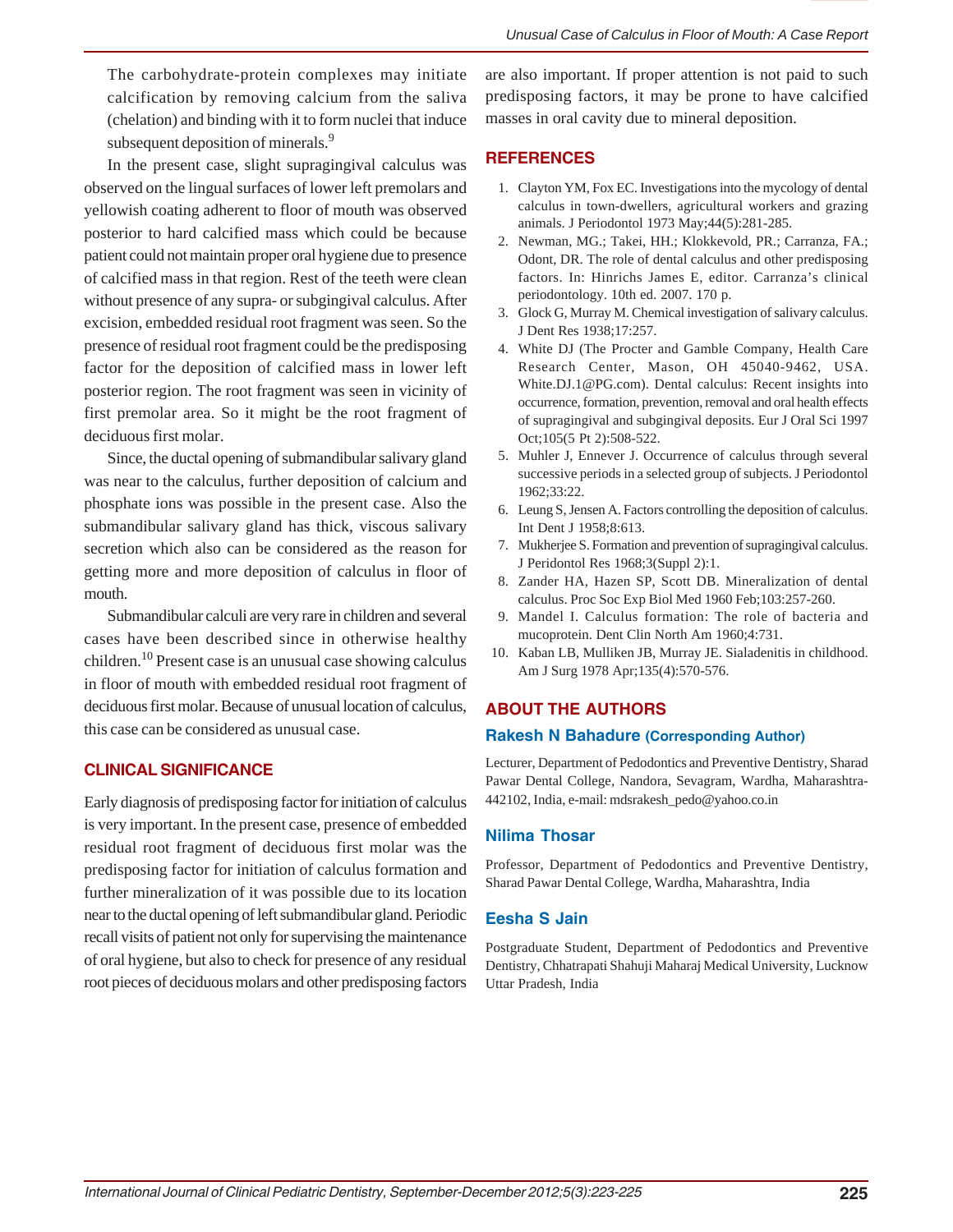The carbohydrate-protein complexes may initiate calcification by removing calcium from the saliva (chelation) and binding with it to form nuclei that induce subsequent deposition of minerals.[9]

In the present case, slight supragingival calculus was observed on the lingual surfaces of lower left premolars and yellowish coating adherent to floor of mouth was observed posterior to hard calcified mass which could be because patient could not maintain proper oral hygiene due to presence of calcified mass in that region. Rest of the teeth were clean without presence of any supra- or subgingival calculus. After excision, embedded residual root fragment was seen. So the presence of residual root fragment could be the predisposing factor for the deposition of calcified mass in lower left posterior region. The root fragment was seen in vicinity of first premolar area. So it might be the root fragment of deciduous first molar.

Since, the ductal opening of submandibular salivary gland was near to the calculus, further deposition of calcium and phosphate ions was possible in the present case. Also the submandibular salivary gland has thick, viscous salivary secretion which also can be considered as the reason for getting more and more deposition of calculus in floor of mouth.

Submandibular calculi are very rare in children and several cases have been described since in otherwise healthy children.[10] Present case is an unusual case showing calculus in floor of mouth with embedded residual root fragment of deciduous first molar. Because of unusual location of calculus, this case can be considered as unusual case.

## CLINICAL SIGNIFICANCE

Early diagnosis of predisposing factor for initiation of calculus is very important. In the present case, presence of embedded residual root fragment of deciduous first molar was the predisposing factor for initiation of calculus formation and further mineralization of it was possible due to its location near to the ductal opening of left submandibular gland. Periodic recall visits of patient not only for supervising the maintenance of oral hygiene, but also to check for presence of any residual root pieces of deciduous molars and other predisposing factors are also important. If proper attention is not paid to such predisposing factors, it may be prone to have calcified masses in oral cavity due to mineral deposition.

## REFERENCES

1. Clayton YM, Fox EC. Investigations into the mycology of dental calculus in town-dwellers, agricultural workers and grazing animals. J Periodontol 1973 May;44(5):281-285.
2. Newman, MG.; Takei, HH.; Klokkevold, PR.; Carranza, FA.; Odont, DR. The role of dental calculus and other predisposing factors. In: Hinrichs James E, editor. Carranza's clinical periodontology. 10th ed. 2007. 170 p.
3. Glock G, Murray M. Chemical investigation of salivary calculus. J Dent Res 1938;17:257.
4. White DJ (The Procter and Gamble Company, Health Care Research Center, Mason, OH 45040-9462, USA. White.DJ.1@PG.com). Dental calculus: Recent insights into occurrence, formation, prevention, removal and oral health effects of supragingival and subgingival deposits. Eur J Oral Sci 1997 Oct;105(5 Pt 2):508-522.
5. Muhler J, Ennever J. Occurrence of calculus through several successive periods in a selected group of subjects. J Periodontol 1962;33:22.
6. Leung S, Jensen A. Factors controlling the deposition of calculus. Int Dent J 1958;8:613.
7. Mukherjee S. Formation and prevention of supragingival calculus. J Peridontol Res 1968;3(Suppl 2):1.
8. Zander HA, Hazen SP, Scott DB. Mineralization of dental calculus. Proc Soc Exp Biol Med 1960 Feb;103:257-260.
9. Mandel I. Calculus formation: The role of bacteria and mucoprotein. Dent Clin North Am 1960;4:731.
10. Kaban LB, Mulliken JB, Murray JE. Sialadenitis in childhood. Am J Surg 1978 Apr;135(4):570-576.

## ABOUT THE AUTHORS

### Rakesh N Bahadure (Corresponding Author)

Lecturer, Department of Pedodontics and Preventive Dentistry, Sharad Pawar Dental College, Nandora, Sevagram, Wardha, Maharashtra-442102, India, e-mail: mdsrakesh_pedo@yahoo.co.in

### Nilima Thosar

Professor, Department of Pedodontics and Preventive Dentistry, Sharad Pawar Dental College, Wardha, Maharashtra, India

### Eesha S Jain

Postgraduate Student, Department of Pedodontics and Preventive Dentistry, Chhatrapati Shahuji Maharaj Medical University, Lucknow Uttar Pradesh, India